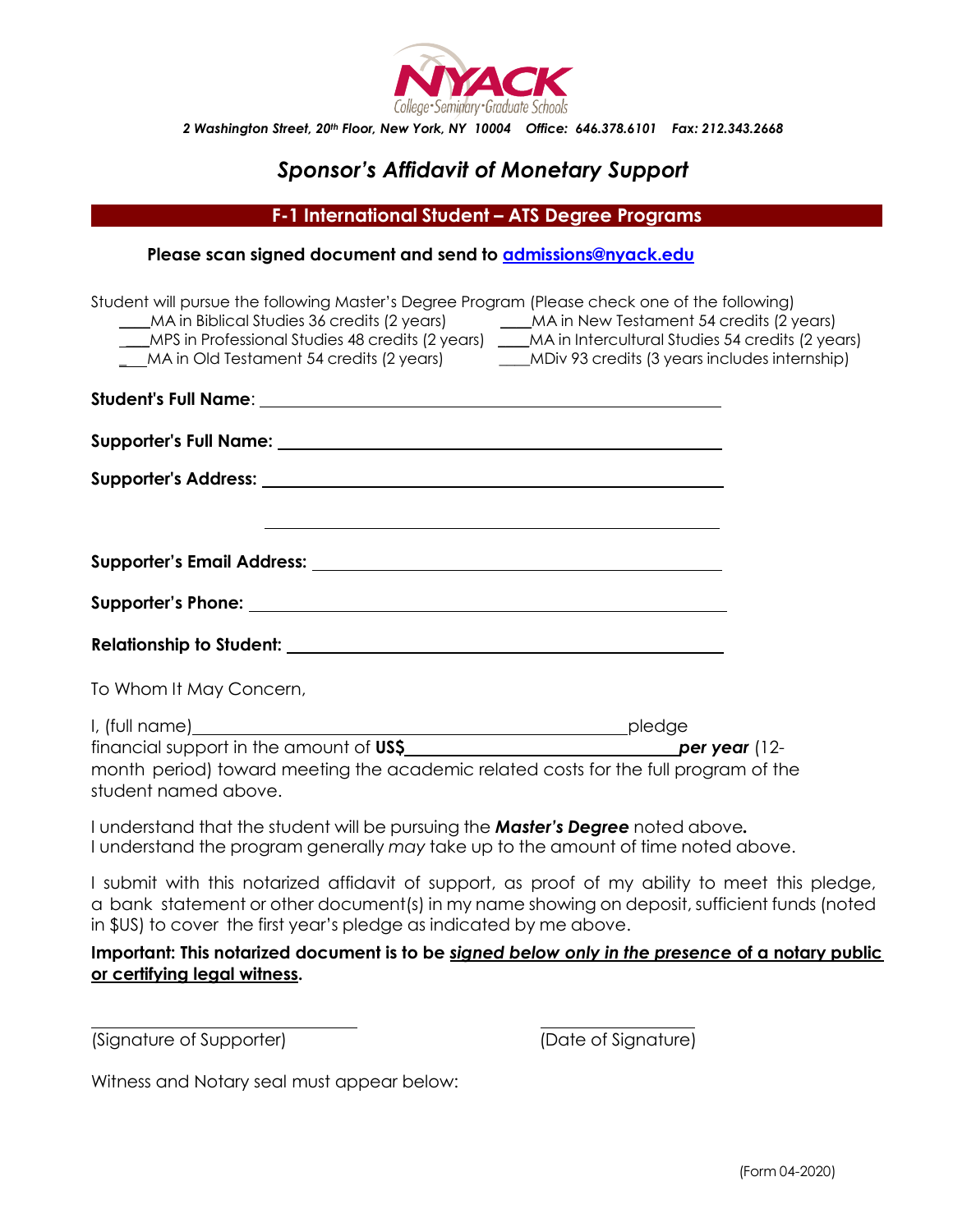NYACK College·Seminary·Graduate Schools

*2 Washington Street, 20th Floor, New York, NY 10004 Office: 646.378.6101 Fax: 212.343.2668*

# *Sponsor's Affidavit of Monetary Support*

## F-1 International Student – ATS Degree Programs

**Please scan signed document and send to admissions@nyack.edu**

Student will pursue the following Master's Degree Program (Please check one of the following)

____MA in Biblical Studies 36 credits (2 years)
____MA in New Testament 54 credits (2 years)
____MPS in Professional Studies 48 credits (2 years)
____MA in Intercultural Studies 54 credits (2 years)
____MA in Old Testament 54 credits (2 years)
____MDiv 93 credits (3 years includes internship)

**Student's Full Name**: ______________________________________________

**Supporter's Full Name:** ______________________________________________

**Supporter's Address:** ______________________________________________

______________________________________________

**Supporter's Email Address:** ______________________________________________

**Supporter's Phone:** ______________________________________________

**Relationship to Student:** ______________________________________________

To Whom It May Concern,

I, (full name)______________________________________________pledge financial support in the amount of **US$**______________________________***per year*** (12-month period) toward meeting the academic related costs for the full program of the student named above.

I understand that the student will be pursuing the ***Master's Degree*** noted above***.***
I understand the program generally *may* take up to the amount of time noted above.

I submit with this notarized affidavit of support, as proof of my ability to meet this pledge, a bank statement or other document(s) in my name showing on deposit, sufficient funds (noted in $US) to cover the first year's pledge as indicated by me above.

**Important: This notarized document is to be *signed below only in the presence* of a notary public or certifying legal witness.**

______________________________ ______________________
(Signature of Supporter) (Date of Signature)

Witness and Notary seal must appear below:

(Form 04-2020)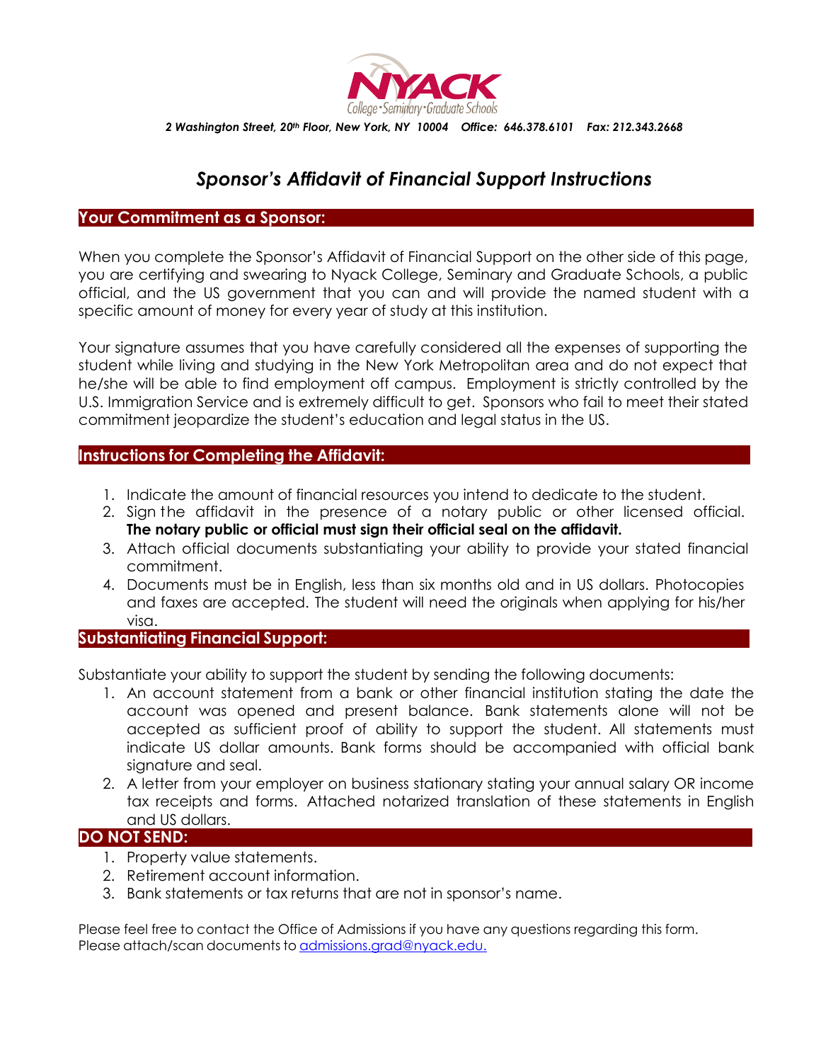NYACK College · Seminary · Graduate Schools

*2 Washington Street, 20th Floor, New York, NY 10004 Office: 646.378.6101 Fax: 212.343.2668*

# *Sponsor's Affidavit of Financial Support Instructions*

## Your Commitment as a Sponsor:

When you complete the Sponsor's Affidavit of Financial Support on the other side of this page, you are certifying and swearing to Nyack College, Seminary and Graduate Schools, a public official, and the US government that you can and will provide the named student with a specific amount of money for every year of study at this institution.

Your signature assumes that you have carefully considered all the expenses of supporting the student while living and studying in the New York Metropolitan area and do not expect that he/she will be able to find employment off campus. Employment is strictly controlled by the U.S. Immigration Service and is extremely difficult to get. Sponsors who fail to meet their stated commitment jeopardize the student's education and legal status in the US.

## Instructions for Completing the Affidavit:

1. Indicate the amount of financial resources you intend to dedicate to the student.
2. Sign the affidavit in the presence of a notary public or other licensed official. **The notary public or official must sign their official seal on the affidavit.**
3. Attach official documents substantiating your ability to provide your stated financial commitment.
4. Documents must be in English, less than six months old and in US dollars. Photocopies and faxes are accepted. The student will need the originals when applying for his/her visa.

## Substantiating Financial Support:

Substantiate your ability to support the student by sending the following documents:

1. An account statement from a bank or other financial institution stating the date the account was opened and present balance. Bank statements alone will not be accepted as sufficient proof of ability to support the student. All statements must indicate US dollar amounts. Bank forms should be accompanied with official bank signature and seal.
2. A letter from your employer on business stationary stating your annual salary OR income tax receipts and forms. Attached notarized translation of these statements in English and US dollars.

## DO NOT SEND:

1. Property value statements.
2. Retirement account information.
3. Bank statements or tax returns that are not in sponsor's name.

Please feel free to contact the Office of Admissions if you have any questions regarding this form.
Please attach/scan documents to admissions.grad@nyack.edu.